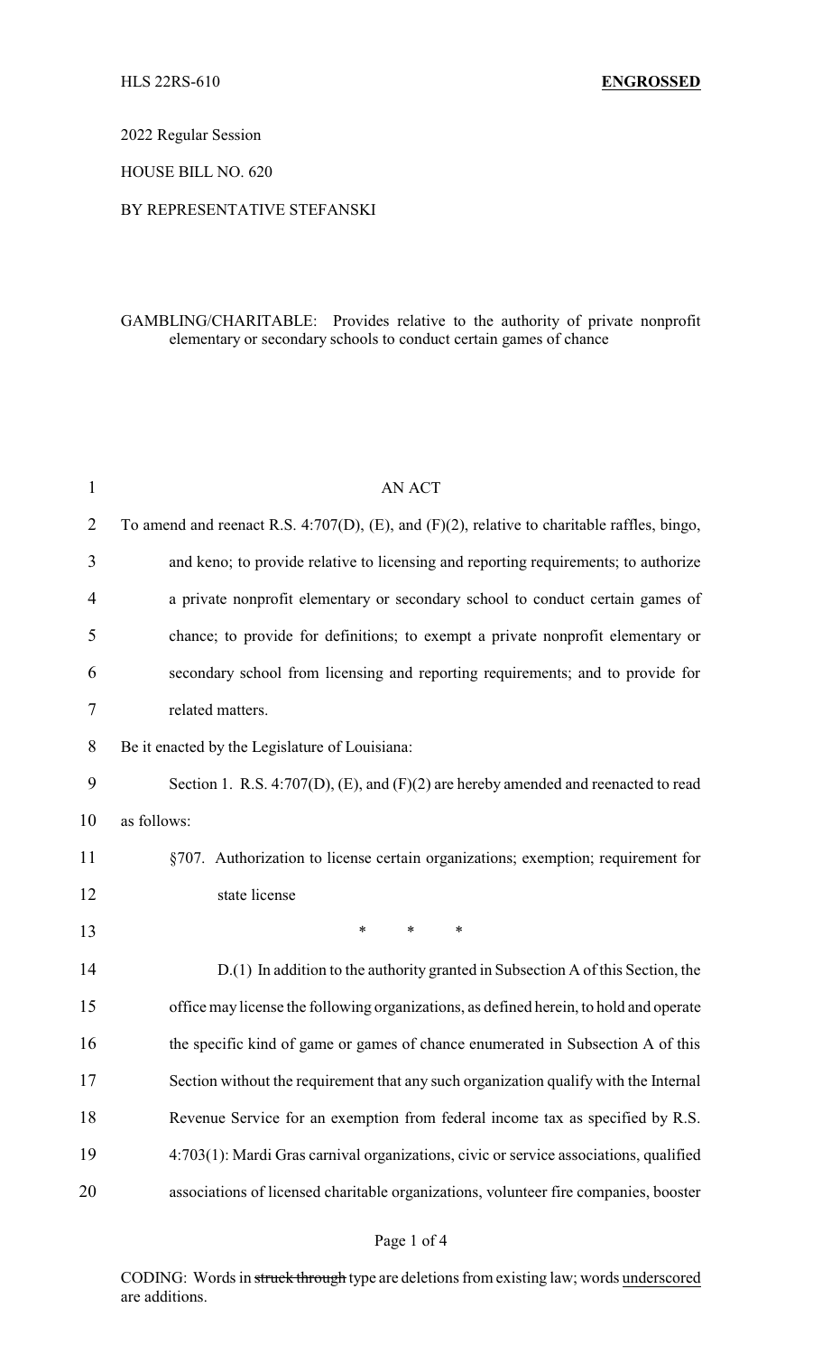HLS 22RS-610 **ENGROSSED**

2022 Regular Session

HOUSE BILL NO. 620

BY REPRESENTATIVE STEFANSKI

GAMBLING/CHARITABLE: Provides relative to the authority of private nonprofit elementary or secondary schools to conduct certain games of chance

AN ACT

To amend and reenact R.S. 4:707(D), (E), and (F)(2), relative to charitable raffles, bingo, and keno; to provide relative to licensing and reporting requirements; to authorize a private nonprofit elementary or secondary school to conduct certain games of chance; to provide for definitions; to exempt a private nonprofit elementary or secondary school from licensing and reporting requirements; and to provide for related matters.

Be it enacted by the Legislature of Louisiana:

Section 1. R.S. 4:707(D), (E), and (F)(2) are hereby amended and reenacted to read as follows:

§707. Authorization to license certain organizations; exemption; requirement for state license

\* \* \*

D.(1) In addition to the authority granted in Subsection A of this Section, the office may license the following organizations, as defined herein, to hold and operate the specific kind of game or games of chance enumerated in Subsection A of this Section without the requirement that any such organization qualify with the Internal Revenue Service for an exemption from federal income tax as specified by R.S. 4:703(1): Mardi Gras carnival organizations, civic or service associations, qualified associations of licensed charitable organizations, volunteer fire companies, booster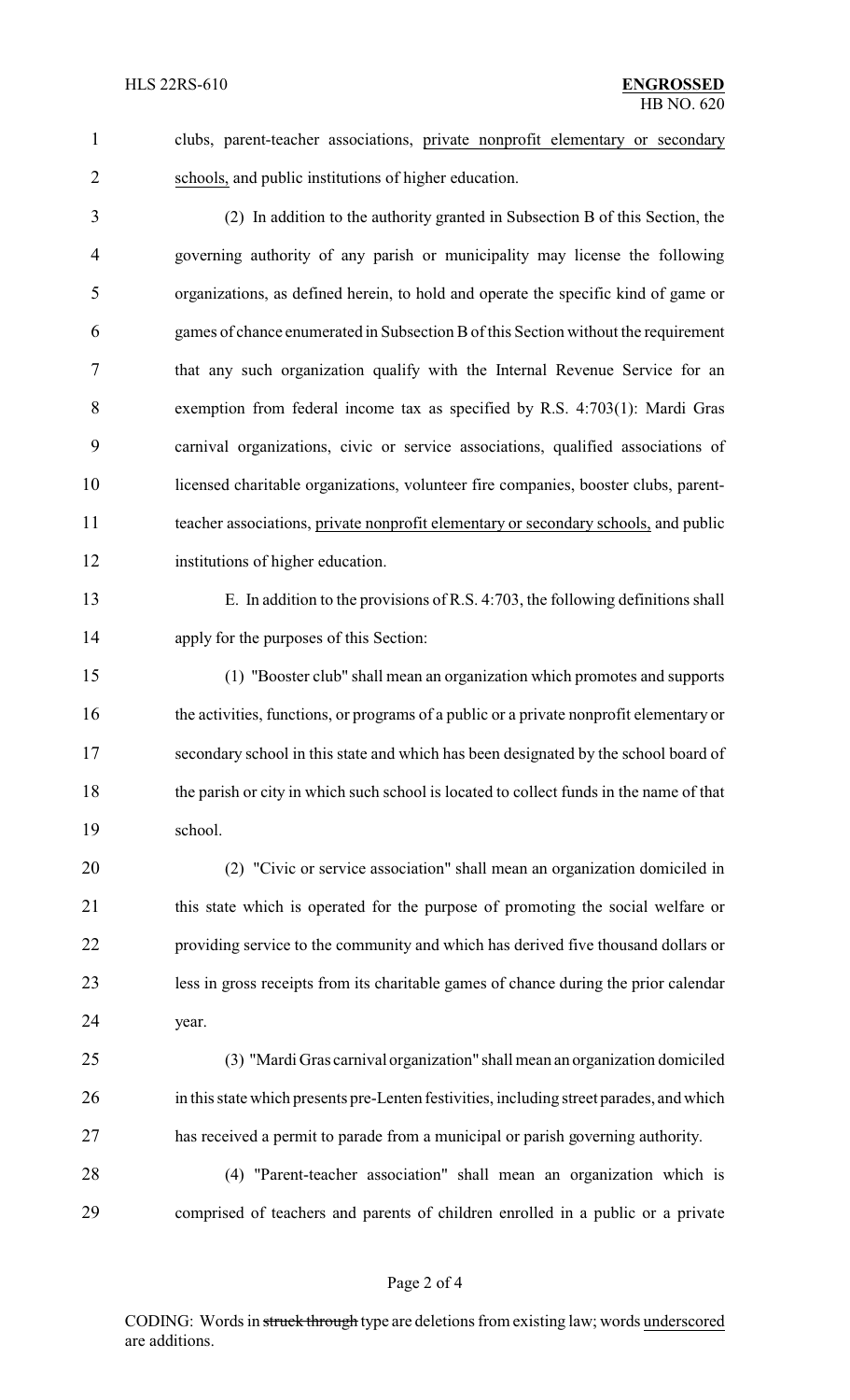clubs, parent-teacher associations, <u>private nonprofit elementary or secondary schools,</u> and public institutions of higher education.

(2) In addition to the authority granted in Subsection B of this Section, the governing authority of any parish or municipality may license the following organizations, as defined herein, to hold and operate the specific kind of game or games of chance enumerated in Subsection B of this Section without the requirement that any such organization qualify with the Internal Revenue Service for an exemption from federal income tax as specified by R.S. 4:703(1): Mardi Gras carnival organizations, civic or service associations, qualified associations of licensed charitable organizations, volunteer fire companies, booster clubs, parent-teacher associations, <u>private nonprofit elementary or secondary schools,</u> and public institutions of higher education.

E. In addition to the provisions of R.S. 4:703, the following definitions shall apply for the purposes of this Section:

(1) "Booster club" shall mean an organization which promotes and supports the activities, functions, or programs of a public or a private nonprofit elementary or secondary school in this state and which has been designated by the school board of the parish or city in which such school is located to collect funds in the name of that school.

(2) "Civic or service association" shall mean an organization domiciled in this state which is operated for the purpose of promoting the social welfare or providing service to the community and which has derived five thousand dollars or less in gross receipts from its charitable games of chance during the prior calendar year.

(3) "Mardi Gras carnival organization" shall mean an organization domiciled in this state which presents pre-Lenten festivities, including street parades, and which has received a permit to parade from a municipal or parish governing authority.

(4) "Parent-teacher association" shall mean an organization which is comprised of teachers and parents of children enrolled in a public or a private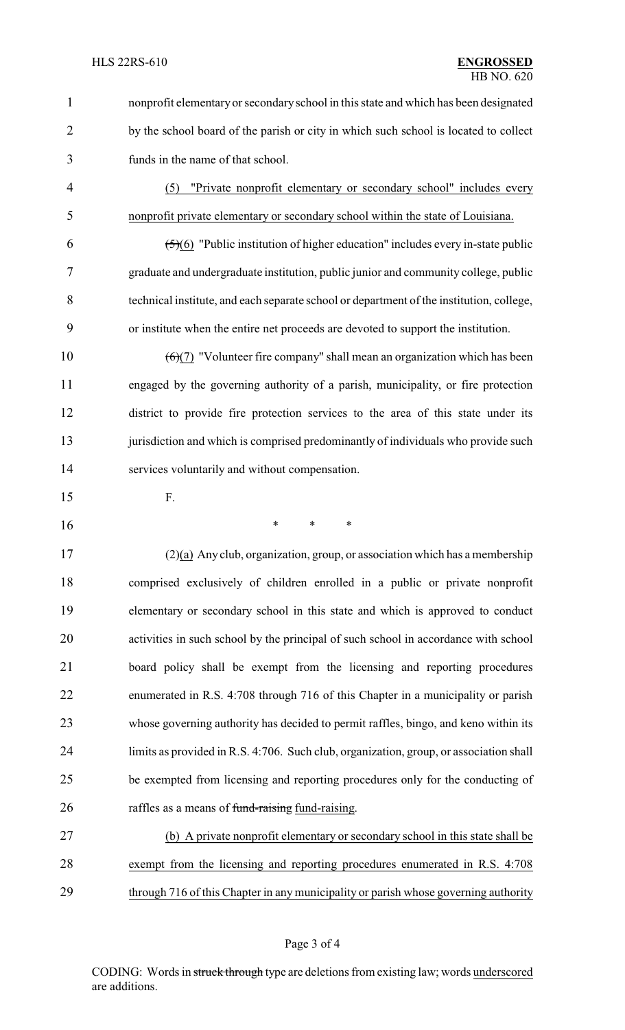nonprofit elementary or secondary school in this state and which has been designated by the school board of the parish or city in which such school is located to collect funds in the name of that school.

(5) "Private nonprofit elementary or secondary school" includes every nonprofit private elementary or secondary school within the state of Louisiana.

~~(5)~~(6) "Public institution of higher education" includes every in-state public graduate and undergraduate institution, public junior and community college, public technical institute, and each separate school or department of the institution, college, or institute when the entire net proceeds are devoted to support the institution.

~~(6)~~(7) "Volunteer fire company" shall mean an organization which has been engaged by the governing authority of a parish, municipality, or fire protection district to provide fire protection services to the area of this state under its jurisdiction and which is comprised predominantly of individuals who provide such services voluntarily and without compensation.

F.

\* \* \*

(2)(a) Any club, organization, group, or association which has a membership comprised exclusively of children enrolled in a public or private nonprofit elementary or secondary school in this state and which is approved to conduct activities in such school by the principal of such school in accordance with school board policy shall be exempt from the licensing and reporting procedures enumerated in R.S. 4:708 through 716 of this Chapter in a municipality or parish whose governing authority has decided to permit raffles, bingo, and keno within its limits as provided in R.S. 4:706. Such club, organization, group, or association shall be exempted from licensing and reporting procedures only for the conducting of raffles as a means of ~~fund-raising~~ fund-raising.

(b) A private nonprofit elementary or secondary school in this state shall be exempt from the licensing and reporting procedures enumerated in R.S. 4:708 through 716 of this Chapter in any municipality or parish whose governing authority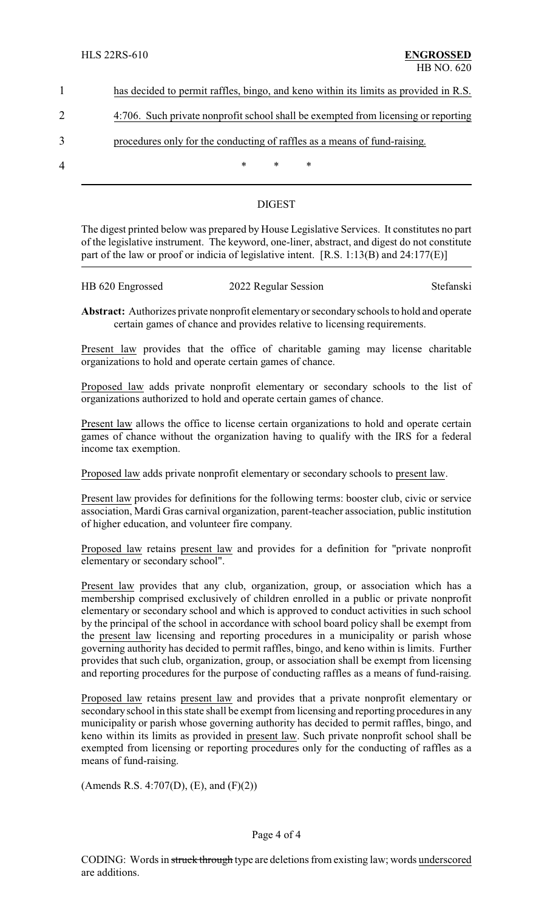has decided to permit raffles, bingo, and keno within its limits as provided in R.S. 4:706. Such private nonprofit school shall be exempted from licensing or reporting procedures only for the conducting of raffles as a means of fund-raising.

\* \* \*

## DIGEST

The digest printed below was prepared by House Legislative Services. It constitutes no part of the legislative instrument. The keyword, one-liner, abstract, and digest do not constitute part of the law or proof or indicia of legislative intent. [R.S. 1:13(B) and 24:177(E)]

HB 620 Engrossed — 2022 Regular Session — Stefanski

**Abstract:** Authorizes private nonprofit elementary or secondary schools to hold and operate certain games of chance and provides relative to licensing requirements.

Present law provides that the office of charitable gaming may license charitable organizations to hold and operate certain games of chance.

Proposed law adds private nonprofit elementary or secondary schools to the list of organizations authorized to hold and operate certain games of chance.

Present law allows the office to license certain organizations to hold and operate certain games of chance without the organization having to qualify with the IRS for a federal income tax exemption.

Proposed law adds private nonprofit elementary or secondary schools to present law.

Present law provides for definitions for the following terms: booster club, civic or service association, Mardi Gras carnival organization, parent-teacher association, public institution of higher education, and volunteer fire company.

Proposed law retains present law and provides for a definition for "private nonprofit elementary or secondary school".

Present law provides that any club, organization, group, or association which has a membership comprised exclusively of children enrolled in a public or private nonprofit elementary or secondary school and which is approved to conduct activities in such school by the principal of the school in accordance with school board policy shall be exempt from the present law licensing and reporting procedures in a municipality or parish whose governing authority has decided to permit raffles, bingo, and keno within is limits. Further provides that such club, organization, group, or association shall be exempt from licensing and reporting procedures for the purpose of conducting raffles as a means of fund-raising.

Proposed law retains present law and provides that a private nonprofit elementary or secondary school in this state shall be exempt from licensing and reporting procedures in any municipality or parish whose governing authority has decided to permit raffles, bingo, and keno within its limits as provided in present law. Such private nonprofit school shall be exempted from licensing or reporting procedures only for the conducting of raffles as a means of fund-raising.

(Amends R.S. 4:707(D), (E), and (F)(2))

CODING: Words in struck through type are deletions from existing law; words underscored are additions.